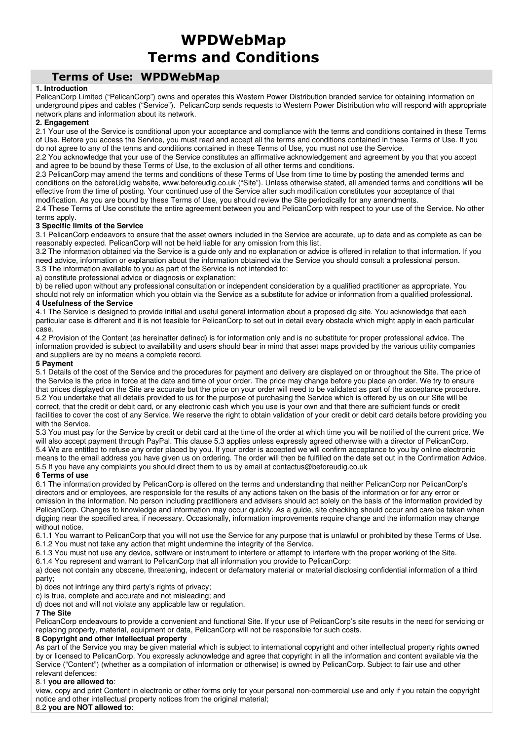# WPDWebMap Terms and Conditions

## Terms of Use: WPDWebMap

**1. Introduction**

PelicanCorp Limited ("PelicanCorp") owns and operates this Western Power Distribution branded service for obtaining information on underground pipes and cables ("Service"). PelicanCorp sends requests to Western Power Distribution who will respond with appropriate network plans and information about its network.

**2. Engagement**

2.1 Your use of the Service is conditional upon your acceptance and compliance with the terms and conditions contained in these Terms of Use. Before you access the Service, you must read and accept all the terms and conditions contained in these Terms of Use. If you do not agree to any of the terms and conditions contained in these Terms of Use, you must not use the Service.

2.2 You acknowledge that your use of the Service constitutes an affirmative acknowledgement and agreement by you that you accept and agree to be bound by these Terms of Use, to the exclusion of all other terms and conditions.

2.3 PelicanCorp may amend the terms and conditions of these Terms of Use from time to time by posting the amended terms and conditions on the beforeUdig website, www.beforeudig.co.uk ("Site"). Unless otherwise stated, all amended terms and conditions will be effective from the time of posting. Your continued use of the Service after such modification constitutes your acceptance of that modification. As you are bound by these Terms of Use, you should review the Site periodically for any amendments.

2.4 These Terms of Use constitute the entire agreement between you and PelicanCorp with respect to your use of the Service. No other terms apply.

**3 Specific limits of the Service**

3.1 PelicanCorp endeavors to ensure that the asset owners included in the Service are accurate, up to date and as complete as can be reasonably expected. PelicanCorp will not be held liable for any omission from this list.

3.2 The information obtained via the Service is a guide only and no explanation or advice is offered in relation to that information. If you need advice, information or explanation about the information obtained via the Service you should consult a professional person.

3.3 The information available to you as part of the Service is not intended to:

a) constitute professional advice or diagnosis or explanation;

b) be relied upon without any professional consultation or independent consideration by a qualified practitioner as appropriate. You should not rely on information which you obtain via the Service as a substitute for advice or information from a qualified professional.

**4 Usefulness of the Service**

4.1 The Service is designed to provide initial and useful general information about a proposed dig site. You acknowledge that each particular case is different and it is not feasible for PelicanCorp to set out in detail every obstacle which might apply in each particular case.

4.2 Provision of the Content (as hereinafter defined) is for information only and is no substitute for proper professional advice. The information provided is subject to availability and users should bear in mind that asset maps provided by the various utility companies and suppliers are by no means a complete record.

**5 Payment**

5.1 Details of the cost of the Service and the procedures for payment and delivery are displayed on or throughout the Site. The price of the Service is the price in force at the date and time of your order. The price may change before you place an order. We try to ensure that prices displayed on the Site are accurate but the price on your order will need to be validated as part of the acceptance procedure.

5.2 You undertake that all details provided to us for the purpose of purchasing the Service which is offered by us on our Site will be correct, that the credit or debit card, or any electronic cash which you use is your own and that there are sufficient funds or credit facilities to cover the cost of any Service. We reserve the right to obtain validation of your credit or debit card details before providing you with the Service.

5.3 You must pay for the Service by credit or debit card at the time of the order at which time you will be notified of the current price. We will also accept payment through PayPal. This clause 5.3 applies unless expressly agreed otherwise with a director of PelicanCorp.

5.4 We are entitled to refuse any order placed by you. If your order is accepted we will confirm acceptance to you by online electronic means to the email address you have given us on ordering. The order will then be fulfilled on the date set out in the Confirmation Advice.

5.5 If you have any complaints you should direct them to us by email at contactus@beforeudig.co.uk

**6 Terms of use**

6.1 The information provided by PelicanCorp is offered on the terms and understanding that neither PelicanCorp nor PelicanCorp's directors and or employees, are responsible for the results of any actions taken on the basis of the information or for any error or omission in the information. No person including practitioners and advisers should act solely on the basis of the information provided by PelicanCorp. Changes to knowledge and information may occur quickly. As a guide, site checking should occur and care be taken when digging near the specified area, if necessary. Occasionally, information improvements require change and the information may change without notice.

6.1.1 You warrant to PelicanCorp that you will not use the Service for any purpose that is unlawful or prohibited by these Terms of Use.

6.1.2 You must not take any action that might undermine the integrity of the Service.

6.1.3 You must not use any device, software or instrument to interfere or attempt to interfere with the proper working of the Site.

6.1.4 You represent and warrant to PelicanCorp that all information you provide to PelicanCorp:

a) does not contain any obscene, threatening, indecent or defamatory material or material disclosing confidential information of a third party;

b) does not infringe any third party's rights of privacy;

c) is true, complete and accurate and not misleading; and

d) does not and will not violate any applicable law or regulation.

**7 The Site**

PelicanCorp endeavours to provide a convenient and functional Site. If your use of PelicanCorp's site results in the need for servicing or replacing property, material, equipment or data, PelicanCorp will not be responsible for such costs.

**8 Copyright and other intellectual property**

As part of the Service you may be given material which is subject to international copyright and other intellectual property rights owned by or licensed to PelicanCorp. You expressly acknowledge and agree that copyright in all the information and content available via the Service ("Content") (whether as a compilation of information or otherwise) is owned by PelicanCorp. Subject to fair use and other relevant defences:

8.1 **you are allowed to**:

view, copy and print Content in electronic or other forms only for your personal non-commercial use and only if you retain the copyright notice and other intellectual property notices from the original material;

8.2 **you are NOT allowed to**: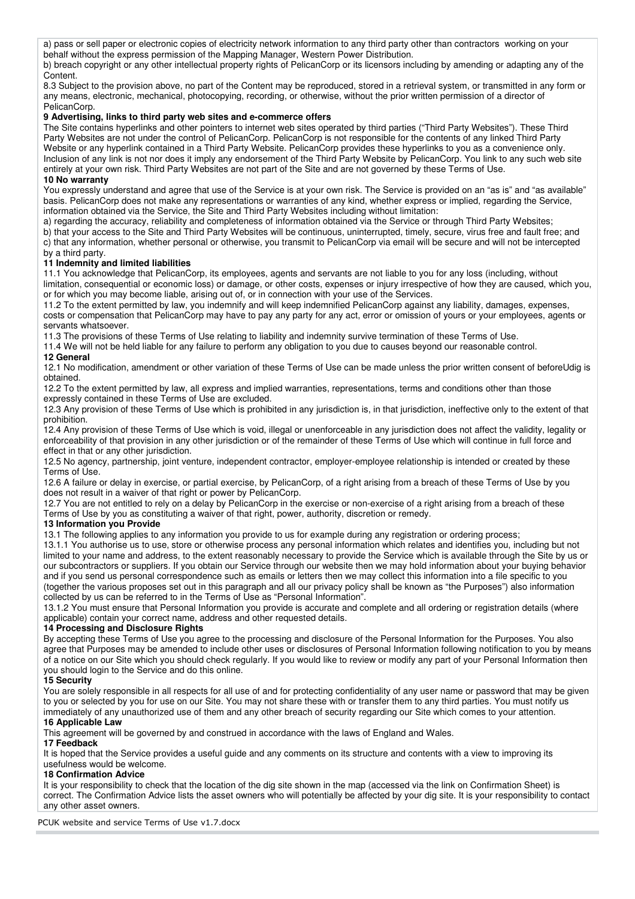a) pass or sell paper or electronic copies of electricity network information to any third party other than contractors working on your behalf without the express permission of the Mapping Manager, Western Power Distribution.

b) breach copyright or any other intellectual property rights of PelicanCorp or its licensors including by amending or adapting any of the Content.

8.3 Subject to the provision above, no part of the Content may be reproduced, stored in a retrieval system, or transmitted in any form or any means, electronic, mechanical, photocopying, recording, or otherwise, without the prior written permission of a director of PelicanCorp.

**9 Advertising, links to third party web sites and e-commerce offers**

The Site contains hyperlinks and other pointers to internet web sites operated by third parties ("Third Party Websites"). These Third Party Websites are not under the control of PelicanCorp. PelicanCorp is not responsible for the contents of any linked Third Party Website or any hyperlink contained in a Third Party Website. PelicanCorp provides these hyperlinks to you as a convenience only. Inclusion of any link is not nor does it imply any endorsement of the Third Party Website by PelicanCorp. You link to any such web site entirely at your own risk. Third Party Websites are not part of the Site and are not governed by these Terms of Use.

**10 No warranty**

You expressly understand and agree that use of the Service is at your own risk. The Service is provided on an "as is" and "as available" basis. PelicanCorp does not make any representations or warranties of any kind, whether express or implied, regarding the Service, information obtained via the Service, the Site and Third Party Websites including without limitation:

a) regarding the accuracy, reliability and completeness of information obtained via the Service or through Third Party Websites;

b) that your access to the Site and Third Party Websites will be continuous, uninterrupted, timely, secure, virus free and fault free; and

c) that any information, whether personal or otherwise, you transmit to PelicanCorp via email will be secure and will not be intercepted by a third party.

**11 Indemnity and limited liabilities**

11.1 You acknowledge that PelicanCorp, its employees, agents and servants are not liable to you for any loss (including, without limitation, consequential or economic loss) or damage, or other costs, expenses or injury irrespective of how they are caused, which you, or for which you may become liable, arising out of, or in connection with your use of the Services.

11.2 To the extent permitted by law, you indemnify and will keep indemnified PelicanCorp against any liability, damages, expenses, costs or compensation that PelicanCorp may have to pay any party for any act, error or omission of yours or your employees, agents or servants whatsoever.

11.3 The provisions of these Terms of Use relating to liability and indemnity survive termination of these Terms of Use.

11.4 We will not be held liable for any failure to perform any obligation to you due to causes beyond our reasonable control.

**12 General**

12.1 No modification, amendment or other variation of these Terms of Use can be made unless the prior written consent of beforeUdig is obtained.

12.2 To the extent permitted by law, all express and implied warranties, representations, terms and conditions other than those expressly contained in these Terms of Use are excluded.

12.3 Any provision of these Terms of Use which is prohibited in any jurisdiction is, in that jurisdiction, ineffective only to the extent of that prohibition.

12.4 Any provision of these Terms of Use which is void, illegal or unenforceable in any jurisdiction does not affect the validity, legality or enforceability of that provision in any other jurisdiction or of the remainder of these Terms of Use which will continue in full force and effect in that or any other jurisdiction.

12.5 No agency, partnership, joint venture, independent contractor, employer-employee relationship is intended or created by these Terms of Use.

12.6 A failure or delay in exercise, or partial exercise, by PelicanCorp, of a right arising from a breach of these Terms of Use by you does not result in a waiver of that right or power by PelicanCorp.

12.7 You are not entitled to rely on a delay by PelicanCorp in the exercise or non-exercise of a right arising from a breach of these Terms of Use by you as constituting a waiver of that right, power, authority, discretion or remedy.

**13 Information you Provide**

13.1 The following applies to any information you provide to us for example during any registration or ordering process;

13.1.1 You authorise us to use, store or otherwise process any personal information which relates and identifies you, including but not limited to your name and address, to the extent reasonably necessary to provide the Service which is available through the Site by us or our subcontractors or suppliers. If you obtain our Service through our website then we may hold information about your buying behavior and if you send us personal correspondence such as emails or letters then we may collect this information into a file specific to you (together the various proposes set out in this paragraph and all our privacy policy shall be known as "the Purposes") also information collected by us can be referred to in the Terms of Use as "Personal Information".

13.1.2 You must ensure that Personal Information you provide is accurate and complete and all ordering or registration details (where applicable) contain your correct name, address and other requested details.

**14 Processing and Disclosure Rights**

By accepting these Terms of Use you agree to the processing and disclosure of the Personal Information for the Purposes. You also agree that Purposes may be amended to include other uses or disclosures of Personal Information following notification to you by means of a notice on our Site which you should check regularly. If you would like to review or modify any part of your Personal Information then you should login to the Service and do this online.

**15 Security**

You are solely responsible in all respects for all use of and for protecting confidentiality of any user name or password that may be given to you or selected by you for use on our Site. You may not share these with or transfer them to any third parties. You must notify us immediately of any unauthorized use of them and any other breach of security regarding our Site which comes to your attention.

**16 Applicable Law**

This agreement will be governed by and construed in accordance with the laws of England and Wales.

**17 Feedback**

It is hoped that the Service provides a useful guide and any comments on its structure and contents with a view to improving its usefulness would be welcome.

**18 Confirmation Advice**

It is your responsibility to check that the location of the dig site shown in the map (accessed via the link on Confirmation Sheet) is correct. The Confirmation Advice lists the asset owners who will potentially be affected by your dig site. It is your responsibility to contact any other asset owners.